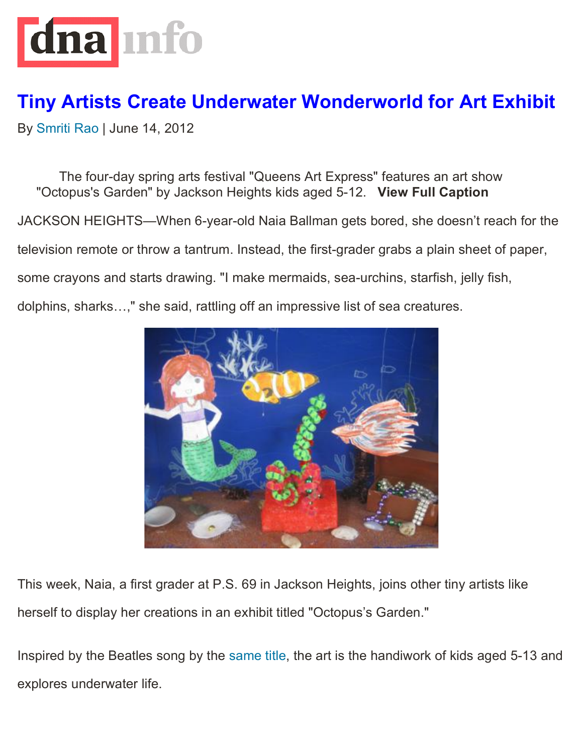# Tiny Artists Create Underwater Wonderworld for Art Exhibit

By Smriti Rao | June 14, 2012

The four-day spring arts festival "Queens Art Express" features an art show "Octopus's Garden" by Jackson Heights kids aged 5-12. **View Full Caption**

JACKSON HEIGHTS—When 6-year-old Naia Ballman gets bored, she doesn't reach for the television remote or throw a tantrum. Instead, the first-grader grabs a plain sheet of paper, some crayons and starts drawing. "I make mermaids, sea-urchins, starfish, jelly fish, dolphins, sharks…," she said, rattling off an impressive list of sea creatures.

This week, Naia, a first grader at P.S. 69 in Jackson Heights, joins other tiny artists like herself to display her creations in an exhibit titled "Octopus's Garden."

Inspired by the Beatles song by the same title, the art is the handiwork of kids aged 5-13 and explores underwater life.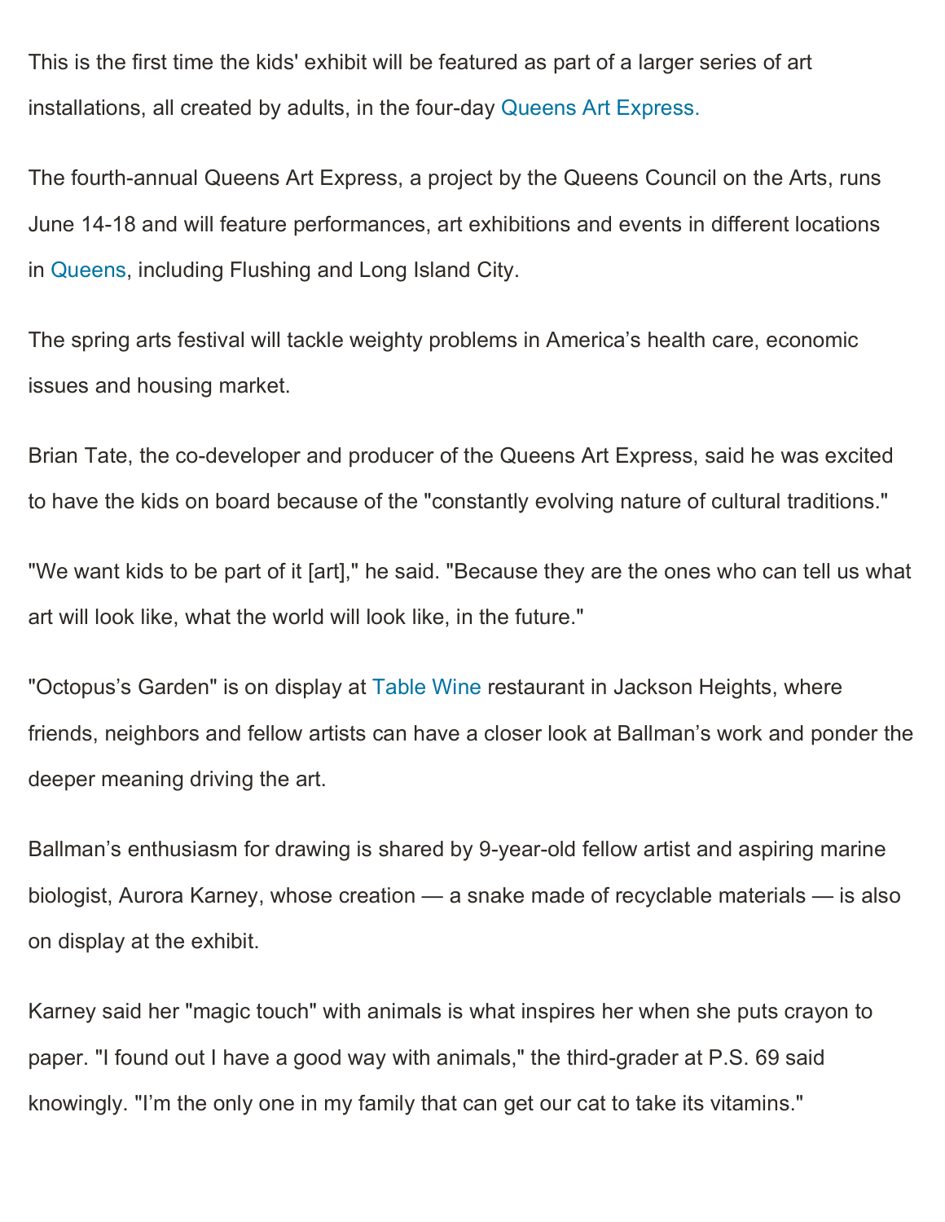This is the first time the kids' exhibit will be featured as part of a larger series of art installations, all created by adults, in the four-day Queens Art Express.

The fourth-annual Queens Art Express, a project by the Queens Council on the Arts, runs June 14-18 and will feature performances, art exhibitions and events in different locations in Queens, including Flushing and Long Island City.

The spring arts festival will tackle weighty problems in America's health care, economic issues and housing market.

Brian Tate, the co-developer and producer of the Queens Art Express, said he was excited to have the kids on board because of the "constantly evolving nature of cultural traditions."

"We want kids to be part of it [art]," he said. "Because they are the ones who can tell us what art will look like, what the world will look like, in the future."

"Octopus's Garden" is on display at Table Wine restaurant in Jackson Heights, where friends, neighbors and fellow artists can have a closer look at Ballman's work and ponder the deeper meaning driving the art.

Ballman's enthusiasm for drawing is shared by 9-year-old fellow artist and aspiring marine biologist, Aurora Karney, whose creation — a snake made of recyclable materials — is also on display at the exhibit.

Karney said her "magic touch" with animals is what inspires her when she puts crayon to paper. "I found out I have a good way with animals," the third-grader at P.S. 69 said knowingly. "I'm the only one in my family that can get our cat to take its vitamins."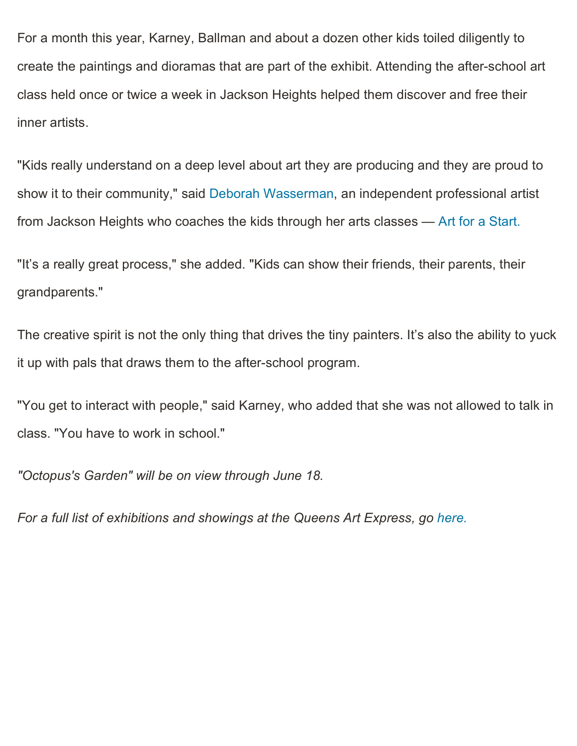For a month this year, Karney, Ballman and about a dozen other kids toiled diligently to create the paintings and dioramas that are part of the exhibit. Attending the after-school art class held once or twice a week in Jackson Heights helped them discover and free their inner artists.

"Kids really understand on a deep level about art they are producing and they are proud to show it to their community," said Deborah Wasserman, an independent professional artist from Jackson Heights who coaches the kids through her arts classes — Art for a Start.

"It's a really great process," she added. "Kids can show their friends, their parents, their grandparents."

The creative spirit is not the only thing that drives the tiny painters. It's also the ability to yuck it up with pals that draws them to the after-school program.

"You get to interact with people," said Karney, who added that she was not allowed to talk in class. "You have to work in school."

*"Octopus's Garden" will be on view through June 18.*

*For a full list of exhibitions and showings at the Queens Art Express, go here.*